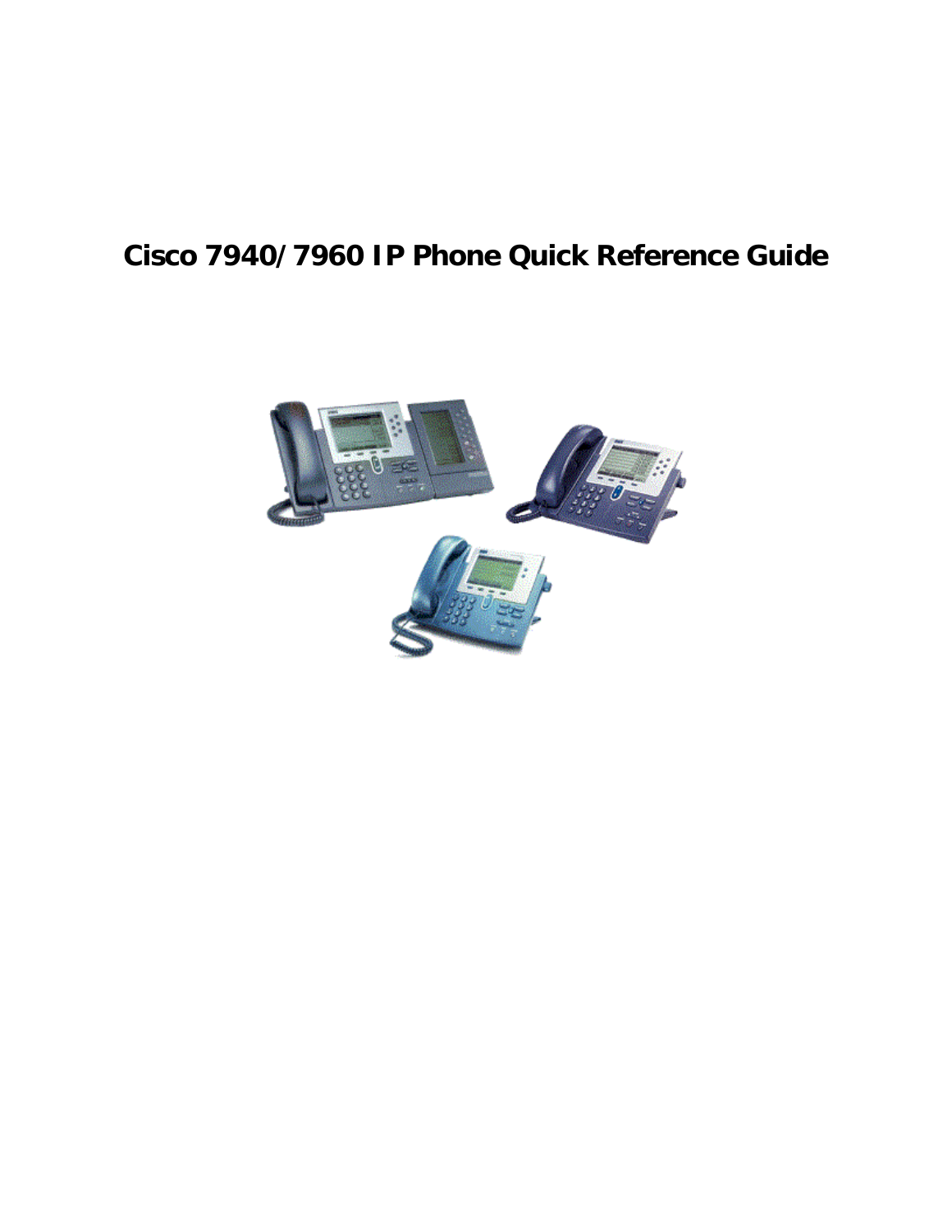# Cisco 7940/7960 IP Phone Quick Reference Guide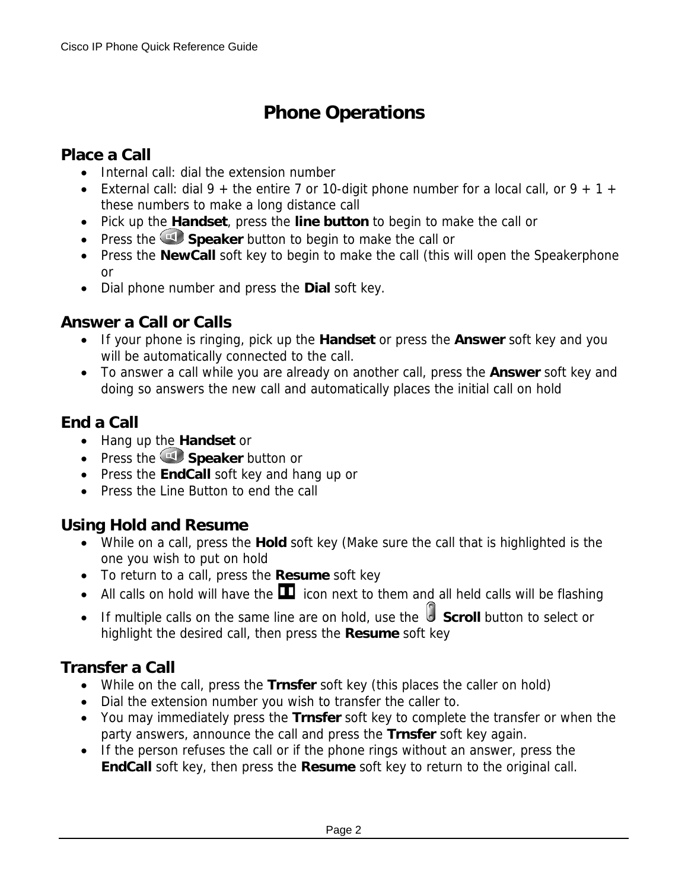# Phone Operations

## Place a Call

- Internal call: dial the extension number
- External call: dial 9 + the entire 7 or 10-digit phone number for a local call, or 9 + 1 + these numbers to make a long distance call
- Pick up the **Handset**, press the **line button** to begin to make the call or
- Press the **Speaker** button to begin to make the call or
- Press the **NewCall** soft key to begin to make the call (this will open the Speakerphone or
- Dial phone number and press the **Dial** soft key.

## Answer a Call or Calls

- If your phone is ringing, pick up the **Handset** or press the **Answer** soft key and you will be automatically connected to the call.
- To answer a call while you are already on another call, press the **Answer** soft key and doing so answers the new call and automatically places the initial call on hold

## End a Call

- Hang up the **Handset** or
- Press the **Speaker** button or
- Press the **EndCall** soft key and hang up or
- Press the Line Button to end the call

## Using Hold and Resume

- While on a call, press the **Hold** soft key (Make sure the call that is highlighted is the one you wish to put on hold
- To return to a call, press the **Resume** soft key
- All calls on hold will have the icon next to them and all held calls will be flashing
- If multiple calls on the same line are on hold, use the **Scroll** button to select or highlight the desired call, then press the **Resume** soft key

## Transfer a Call

- While on the call, press the **Trnsfer** soft key (this places the caller on hold)
- Dial the extension number you wish to transfer the caller to.
- You may immediately press the **Trnsfer** soft key to complete the transfer or when the party answers, announce the call and press the **Trnsfer** soft key again.
- If the person refuses the call or if the phone rings without an answer, press the **EndCall** soft key, then press the **Resume** soft key to return to the original call.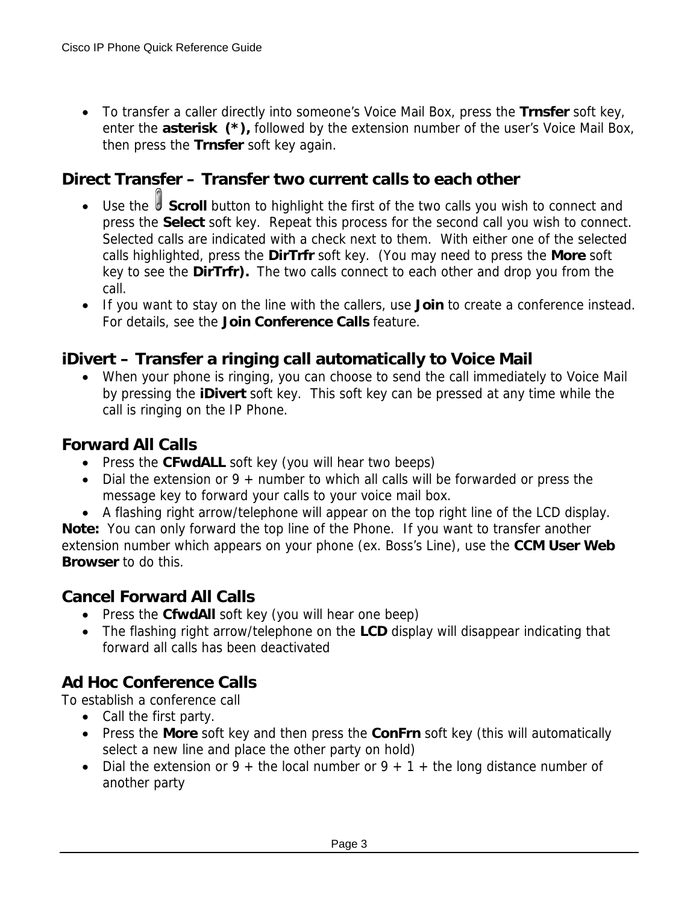- To transfer a caller directly into someone's Voice Mail Box, press the **Trnsfer** soft key, enter the **asterisk (*),** followed by the extension number of the user's Voice Mail Box, then press the **Trnsfer** soft key again.

## Direct Transfer – Transfer two current calls to each other

- Use the **Scroll** button to highlight the first of the two calls you wish to connect and press the **Select** soft key. Repeat this process for the second call you wish to connect. Selected calls are indicated with a check next to them. With either one of the selected calls highlighted, press the **DirTrfr** soft key. (You may need to press the **More** soft key to see the **DirTrfr).** The two calls connect to each other and drop you from the call.
- If you want to stay on the line with the callers, use **Join** to create a conference instead. For details, see the **Join Conference Calls** feature.

## iDivert – Transfer a ringing call automatically to Voice Mail

- When your phone is ringing, you can choose to send the call immediately to Voice Mail by pressing the **iDivert** soft key. This soft key can be pressed at any time while the call is ringing on the IP Phone.

## Forward All Calls

- Press the **CFwdALL** soft key (you will hear two beeps)
- Dial the extension or 9 + number to which all calls will be forwarded or press the message key to forward your calls to your voice mail box.
- A flashing right arrow/telephone will appear on the top right line of the LCD display.

**Note:** You can only forward the top line of the Phone. If you want to transfer another extension number which appears on your phone (ex. Boss's Line), use the **CCM User Web Browser** to do this.

## Cancel Forward All Calls

- Press the **CfwdAll** soft key (you will hear one beep)
- The flashing right arrow/telephone on the **LCD** display will disappear indicating that forward all calls has been deactivated

## Ad Hoc Conference Calls

To establish a conference call

- Call the first party.
- Press the **More** soft key and then press the **ConFrn** soft key (this will automatically select a new line and place the other party on hold)
- Dial the extension or 9 + the local number or 9 + 1 + the long distance number of another party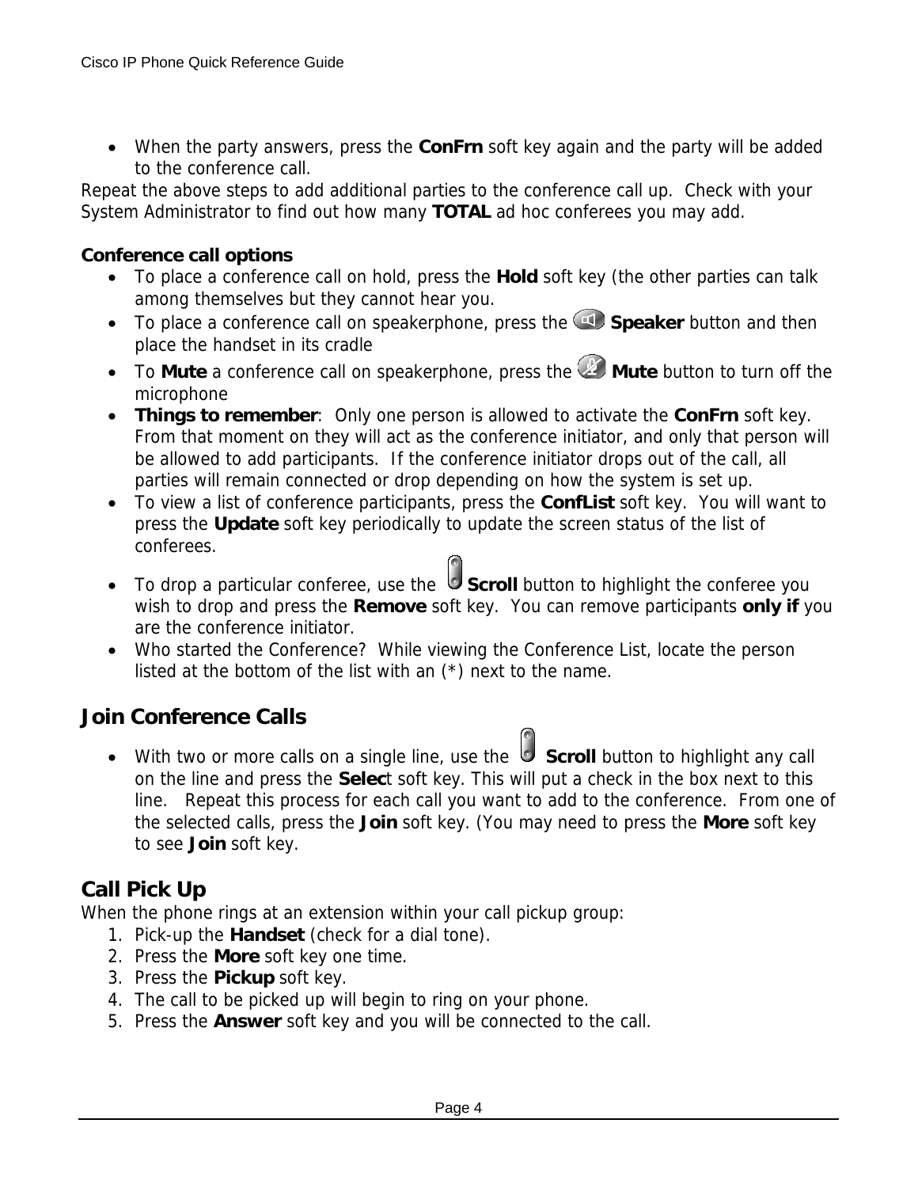- When the party answers, press the **ConFrn** soft key again and the party will be added to the conference call.

Repeat the above steps to add additional parties to the conference call up. Check with your System Administrator to find out how many **TOTAL** ad hoc conferees you may add.

**Conference call options**

- To place a conference call on hold, press the **Hold** soft key (the other parties can talk among themselves but they cannot hear you.
- To place a conference call on speakerphone, press the **Speaker** button and then place the handset in its cradle
- To **Mute** a conference call on speakerphone, press the **Mute** button to turn off the microphone
- **Things to remember**: Only one person is allowed to activate the **ConFrn** soft key. From that moment on they will act as the conference initiator, and only that person will be allowed to add participants. If the conference initiator drops out of the call, all parties will remain connected or drop depending on how the system is set up.
- To view a list of conference participants, press the **ConfList** soft key. You will want to press the **Update** soft key periodically to update the screen status of the list of conferees.
- To drop a particular conferee, use the **Scroll** button to highlight the conferee you wish to drop and press the **Remove** soft key. You can remove participants **only if** you are the conference initiator.
- Who started the Conference? While viewing the Conference List, locate the person listed at the bottom of the list with an (*) next to the name.

## Join Conference Calls

- With two or more calls on a single line, use the **Scroll** button to highlight any call on the line and press the **Selec**t soft key. This will put a check in the box next to this line. Repeat this process for each call you want to add to the conference. From one of the selected calls, press the **Join** soft key. (You may need to press the **More** soft key to see **Join** soft key.

## Call Pick Up

When the phone rings at an extension within your call pickup group:

1. Pick-up the **Handset** (check for a dial tone).
2. Press the **More** soft key one time.
3. Press the **Pickup** soft key.
4. The call to be picked up will begin to ring on your phone.
5. Press the **Answer** soft key and you will be connected to the call.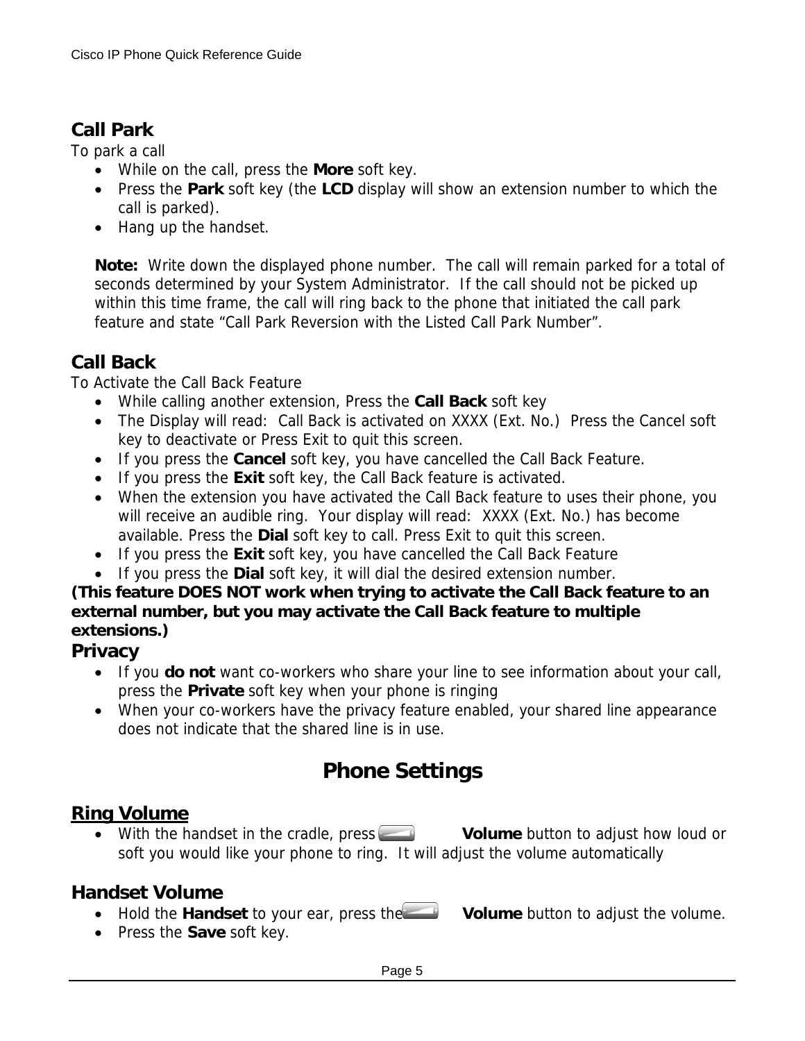## Call Park

To park a call

- While on the call, press the **More** soft key.
- Press the **Park** soft key (the **LCD** display will show an extension number to which the call is parked).
- Hang up the handset.

**Note:** Write down the displayed phone number. The call will remain parked for a total of seconds determined by your System Administrator. If the call should not be picked up within this time frame, the call will ring back to the phone that initiated the call park feature and state "Call Park Reversion with the Listed Call Park Number".

## Call Back

To Activate the Call Back Feature

- While calling another extension, Press the **Call Back** soft key
- The Display will read: Call Back is activated on XXXX (Ext. No.) Press the Cancel soft key to deactivate or Press Exit to quit this screen.
- If you press the **Cancel** soft key, you have cancelled the Call Back Feature.
- If you press the **Exit** soft key, the Call Back feature is activated.
- When the extension you have activated the Call Back feature to uses their phone, you will receive an audible ring. Your display will read: XXXX (Ext. No.) has become available. Press the **Dial** soft key to call. Press Exit to quit this screen.
- If you press the **Exit** soft key, you have cancelled the Call Back Feature
- If you press the **Dial** soft key, it will dial the desired extension number.

**(This feature DOES NOT work when trying to activate the Call Back feature to an external number, but you may activate the Call Back feature to multiple extensions.)**

## Privacy

- If you **do not** want co-workers who share your line to see information about your call, press the **Private** soft key when your phone is ringing
- When your co-workers have the privacy feature enabled, your shared line appearance does not indicate that the shared line is in use.

# Phone Settings

## Ring Volume

- With the handset in the cradle, press **Volume** button to adjust how loud or soft you would like your phone to ring. It will adjust the volume automatically

## Handset Volume

- Hold the **Handset** to your ear, press the **Volume** button to adjust the volume.
- Press the **Save** soft key.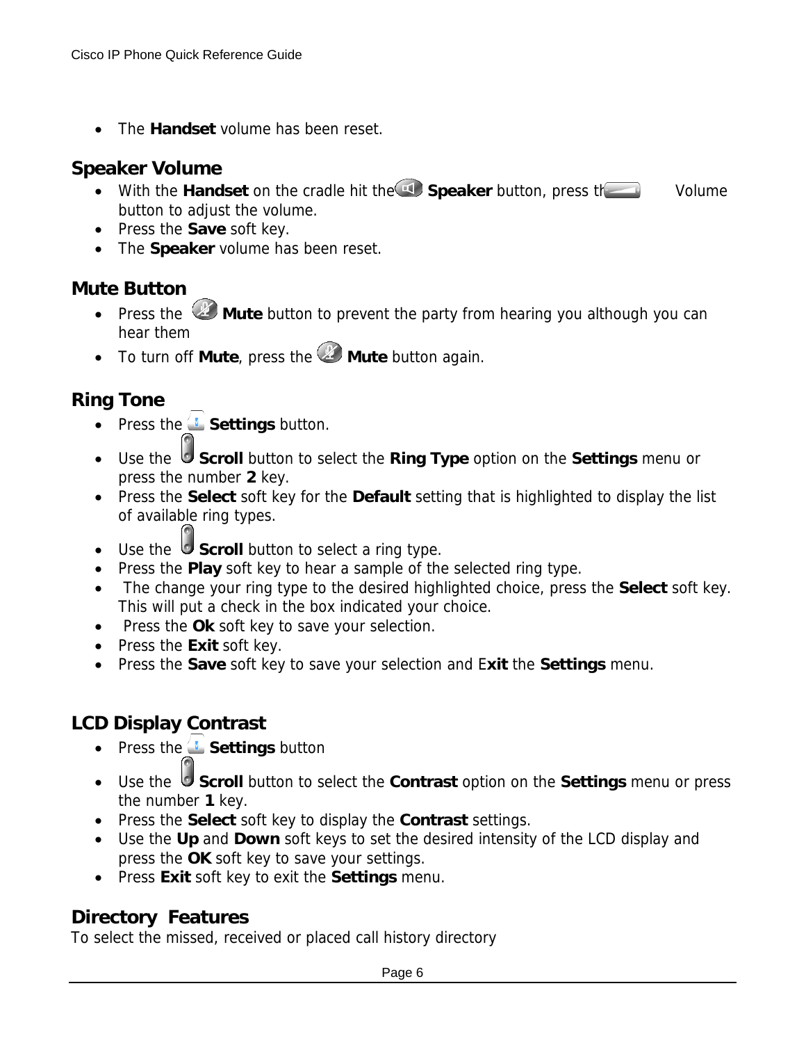- The **Handset** volume has been reset.

## Speaker Volume

- With the **Handset** on the cradle hit the **Speaker** button, press th Volume button to adjust the volume.
- Press the **Save** soft key.
- The **Speaker** volume has been reset.

## Mute Button

- Press the **Mute** button to prevent the party from hearing you although you can hear them
- To turn off **Mute**, press the **Mute** button again.

## Ring Tone

- Press the **Settings** button.
- Use the **Scroll** button to select the **Ring Type** option on the **Settings** menu or press the number **2** key.
- Press the **Select** soft key for the **Default** setting that is highlighted to display the list of available ring types.
- Use the **Scroll** button to select a ring type.
- Press the **Play** soft key to hear a sample of the selected ring type.
- The change your ring type to the desired highlighted choice, press the **Select** soft key. This will put a check in the box indicated your choice.
- Press the **Ok** soft key to save your selection.
- Press the **Exit** soft key.
- Press the **Save** soft key to save your selection and E**xit** the **Settings** menu.

## LCD Display Contrast

- Press the **Settings** button
- Use the **Scroll** button to select the **Contrast** option on the **Settings** menu or press the number **1** key.
- Press the **Select** soft key to display the **Contrast** settings.
- Use the **Up** and **Down** soft keys to set the desired intensity of the LCD display and press the **OK** soft key to save your settings.
- Press **Exit** soft key to exit the **Settings** menu.

## Directory Features

To select the missed, received or placed call history directory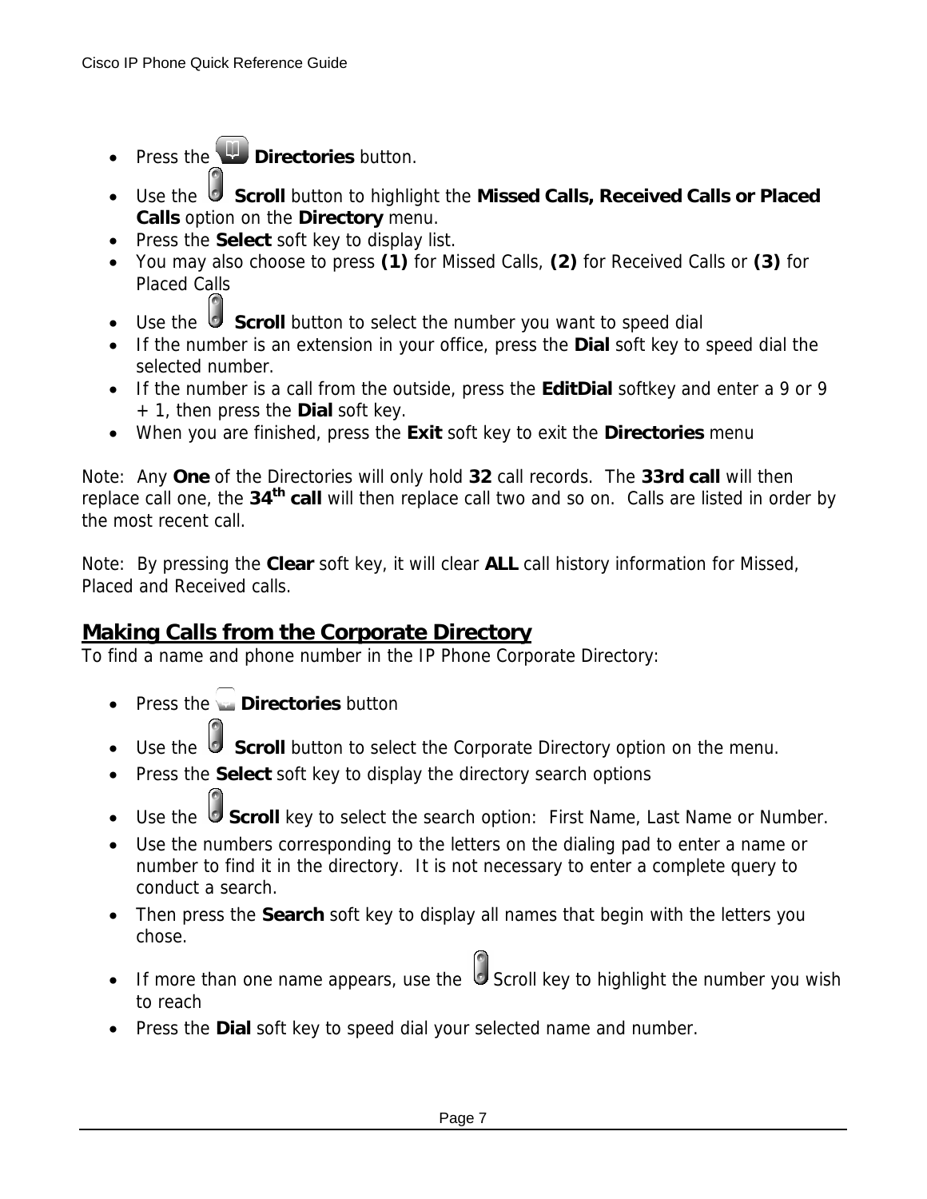- Press the **Directories** button.
- Use the **Scroll** button to highlight the **Missed Calls, Received Calls or Placed Calls** option on the **Directory** menu.
- Press the **Select** soft key to display list.
- You may also choose to press **(1)** for Missed Calls, **(2)** for Received Calls or **(3)** for Placed Calls
- Use the **Scroll** button to select the number you want to speed dial
- If the number is an extension in your office, press the **Dial** soft key to speed dial the selected number.
- If the number is a call from the outside, press the **EditDial** softkey and enter a 9 or 9 + 1, then press the **Dial** soft key.
- When you are finished, press the **Exit** soft key to exit the **Directories** menu

Note: Any **One** of the Directories will only hold **32** call records. The **33rd call** will then replace call one, the **34th call** will then replace call two and so on. Calls are listed in order by the most recent call.

Note: By pressing the **Clear** soft key, it will clear **ALL** call history information for Missed, Placed and Received calls.

## Making Calls from the Corporate Directory

To find a name and phone number in the IP Phone Corporate Directory:

- Press the **Directories** button
- Use the **Scroll** button to select the Corporate Directory option on the menu.
- Press the **Select** soft key to display the directory search options
- Use the **Scroll** key to select the search option: First Name, Last Name or Number.
- Use the numbers corresponding to the letters on the dialing pad to enter a name or number to find it in the directory. It is not necessary to enter a complete query to conduct a search.
- Then press the **Search** soft key to display all names that begin with the letters you chose.
- If more than one name appears, use the Scroll key to highlight the number you wish to reach
- Press the **Dial** soft key to speed dial your selected name and number.